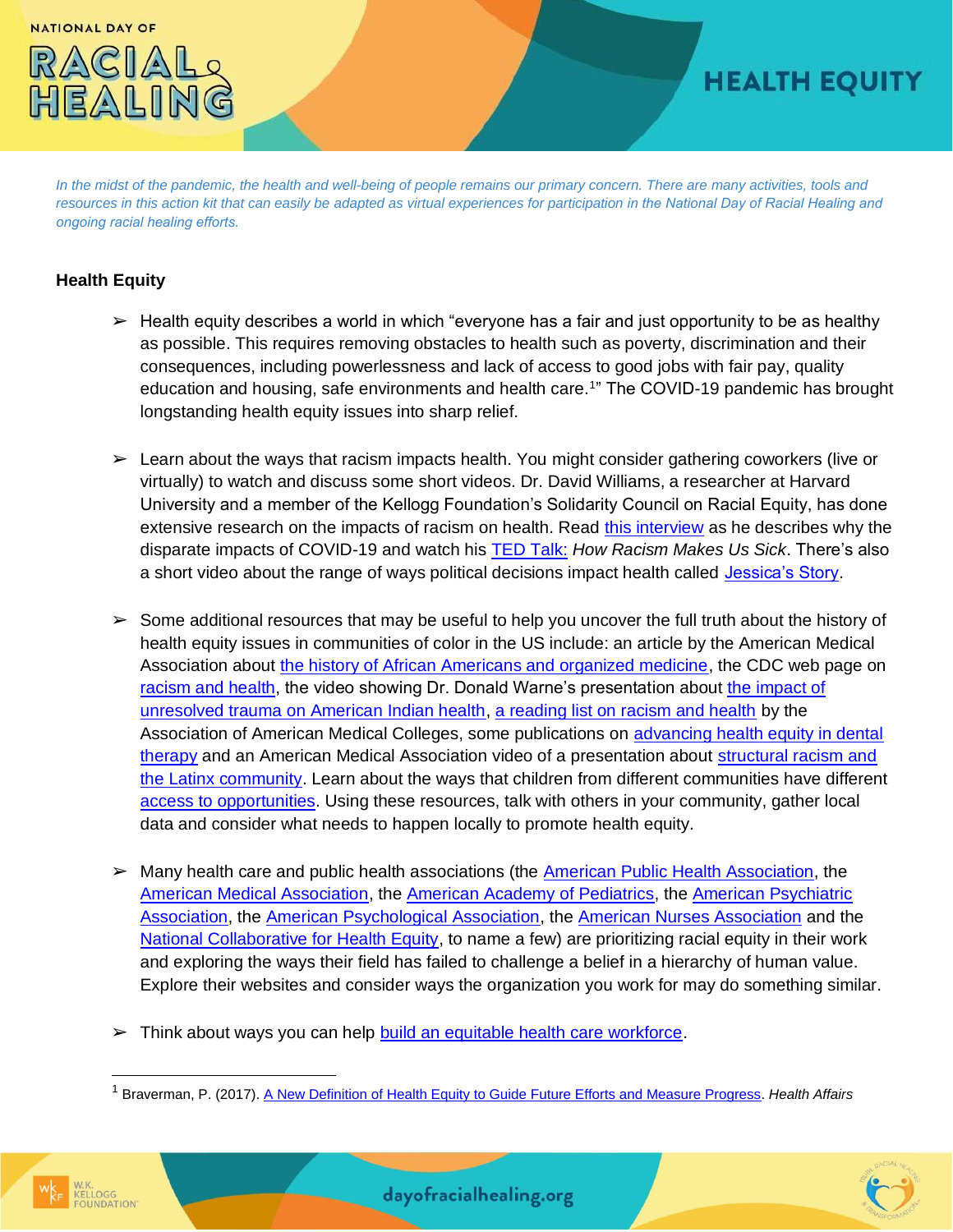# NATIONAL DAY OF RACIAL HEALING

# HEALTH EQUITY

*In the midst of the pandemic, the health and well-being of people remains our primary concern. There are many activities, tools and resources in this action kit that can easily be adapted as virtual experiences for participation in the National Day of Racial Healing and ongoing racial healing efforts.*

**Health Equity**

- Health equity describes a world in which "everyone has a fair and just opportunity to be as healthy as possible. This requires removing obstacles to health such as poverty, discrimination and their consequences, including powerlessness and lack of access to good jobs with fair pay, quality education and housing, safe environments and health care.[1]" The COVID-19 pandemic has brought longstanding health equity issues into sharp relief.

- Learn about the ways that racism impacts health. You might consider gathering coworkers (live or virtually) to watch and discuss some short videos. Dr. David Williams, a researcher at Harvard University and a member of the Kellogg Foundation's Solidarity Council on Racial Equity, has done extensive research on the impacts of racism on health. Read this interview as he describes why the disparate impacts of COVID-19 and watch his TED Talk: *How Racism Makes Us Sick*. There's also a short video about the range of ways political decisions impact health called Jessica's Story.

- Some additional resources that may be useful to help you uncover the full truth about the history of health equity issues in communities of color in the US include: an article by the American Medical Association about the history of African Americans and organized medicine, the CDC web page on racism and health, the video showing Dr. Donald Warne's presentation about the impact of unresolved trauma on American Indian health, a reading list on racism and health by the Association of American Medical Colleges, some publications on advancing health equity in dental therapy and an American Medical Association video of a presentation about structural racism and the Latinx community. Learn about the ways that children from different communities have different access to opportunities. Using these resources, talk with others in your community, gather local data and consider what needs to happen locally to promote health equity.

- Many health care and public health associations (the American Public Health Association, the American Medical Association, the American Academy of Pediatrics, the American Psychiatric Association, the American Psychological Association, the American Nurses Association and the National Collaborative for Health Equity, to name a few) are prioritizing racial equity in their work and exploring the ways their field has failed to challenge a belief in a hierarchy of human value. Explore their websites and consider ways the organization you work for may do something similar.

- Think about ways you can help build an equitable health care workforce.

---

[1] Braverman, P. (2017). A New Definition of Health Equity to Guide Future Efforts and Measure Progress. *Health Affairs*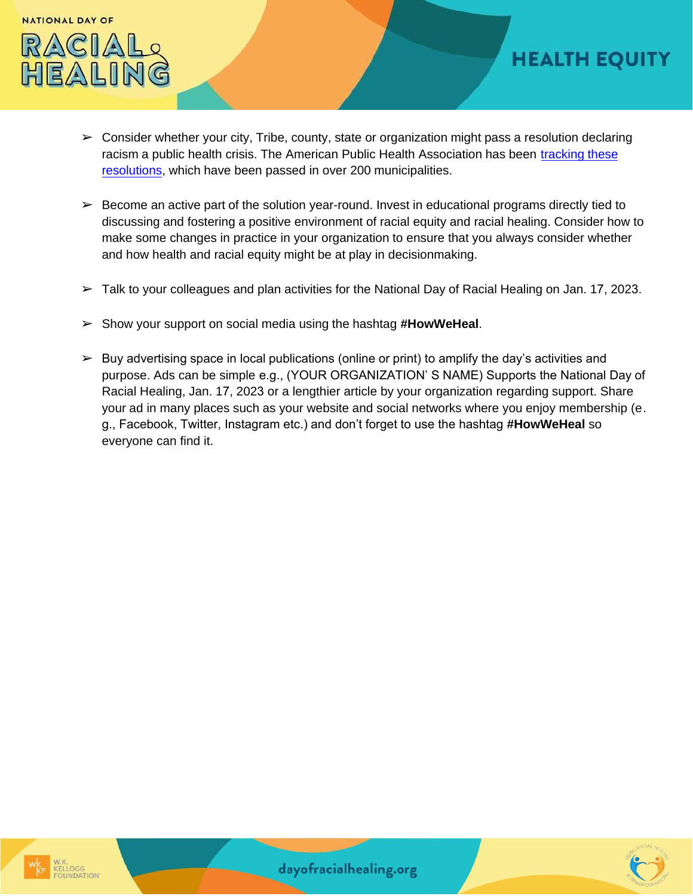- Consider whether your city, Tribe, county, state or organization might pass a resolution declaring racism a public health crisis. The American Public Health Association has been tracking these resolutions, which have been passed in over 200 municipalities.

- Become an active part of the solution year-round. Invest in educational programs directly tied to discussing and fostering a positive environment of racial equity and racial healing. Consider how to make some changes in practice in your organization to ensure that you always consider whether and how health and racial equity might be at play in decisionmaking.

- Talk to your colleagues and plan activities for the National Day of Racial Healing on Jan. 17, 2023.

- Show your support on social media using the hashtag **#HowWeHeal**.

- Buy advertising space in local publications (online or print) to amplify the day's activities and purpose. Ads can be simple e.g., (YOUR ORGANIZATION' S NAME) Supports the National Day of Racial Healing, Jan. 17, 2023 or a lengthier article by your organization regarding support. Share your ad in many places such as your website and social networks where you enjoy membership (e.g., Facebook, Twitter, Instagram etc.) and don't forget to use the hashtag **#HowWeHeal** so everyone can find it.